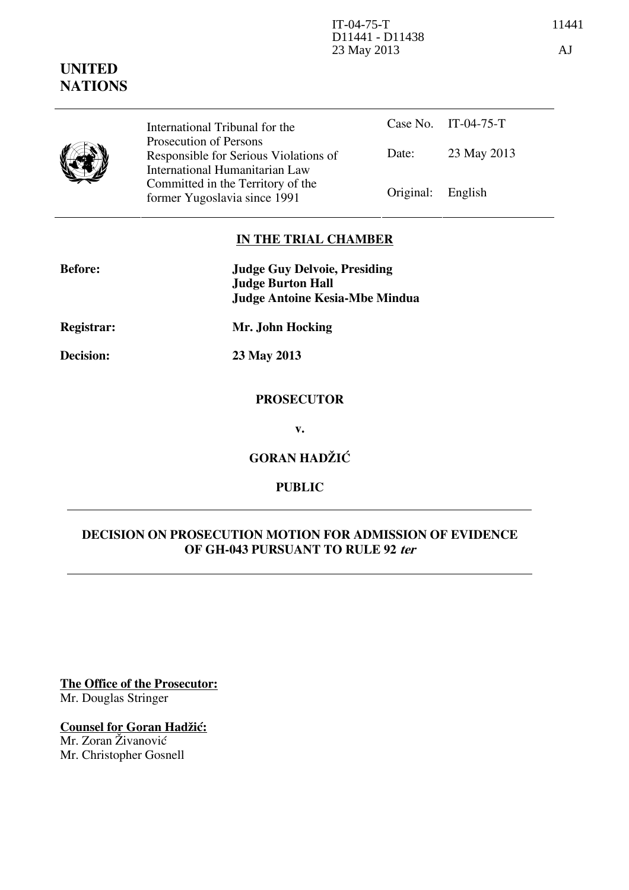IT-04-75-T
D11441 - D11438
23 May 2013

11441

AJ

**UNITED NATIONS**

| International Tribunal for the Prosecution of Persons Responsible for Serious Violations of International Humanitarian Law Committed in the Territory of the former Yugoslavia since 1991 | | |
|---|---|---|
| | Case No. | IT-04-75-T |
| | Date: | 23 May 2013 |
| | Original: | English |

## IN THE TRIAL CHAMBER

**Before:** **Judge Guy Delvoie, Presiding**
**Judge Burton Hall**
**Judge Antoine Kesia-Mbe Mindua**

**Registrar:** **Mr. John Hocking**

**Decision:** **23 May 2013**

**PROSECUTOR**

**v.**

**GORAN HADŽIĆ**

**PUBLIC**

## DECISION ON PROSECUTION MOTION FOR ADMISSION OF EVIDENCE OF GH-043 PURSUANT TO RULE 92 *ter*

**The Office of the Prosecutor:**
Mr. Douglas Stringer

**Counsel for Goran Hadžić:**
Mr. Zoran Živanović
Mr. Christopher Gosnell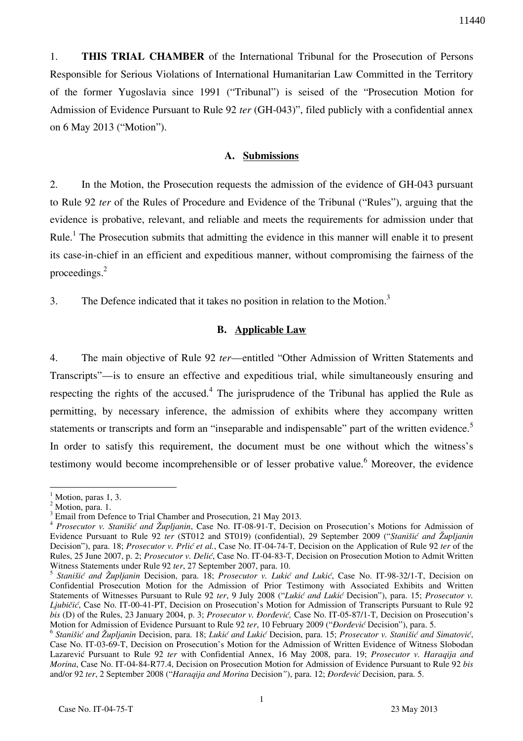1. **THIS TRIAL CHAMBER** of the International Tribunal for the Prosecution of Persons Responsible for Serious Violations of International Humanitarian Law Committed in the Territory of the former Yugoslavia since 1991 ("Tribunal") is seised of the "Prosecution Motion for Admission of Evidence Pursuant to Rule 92 *ter* (GH-043)", filed publicly with a confidential annex on 6 May 2013 ("Motion").

## A. Submissions

2. In the Motion, the Prosecution requests the admission of the evidence of GH-043 pursuant to Rule 92 *ter* of the Rules of Procedure and Evidence of the Tribunal ("Rules"), arguing that the evidence is probative, relevant, and reliable and meets the requirements for admission under that Rule.[1] The Prosecution submits that admitting the evidence in this manner will enable it to present its case-in-chief in an efficient and expeditious manner, without compromising the fairness of the proceedings.[2]

3. The Defence indicated that it takes no position in relation to the Motion.[3]

## B. Applicable Law

4. The main objective of Rule 92 *ter*—entitled "Other Admission of Written Statements and Transcripts"—is to ensure an effective and expeditious trial, while simultaneously ensuring and respecting the rights of the accused.[4] The jurisprudence of the Tribunal has applied the Rule as permitting, by necessary inference, the admission of exhibits where they accompany written statements or transcripts and form an "inseparable and indispensable" part of the written evidence.[5] In order to satisfy this requirement, the document must be one without which the witness's testimony would become incomprehensible or of lesser probative value.[6] Moreover, the evidence

---

[1] Motion, paras 1, 3.

[2] Motion, para. 1.

[3] Email from Defence to Trial Chamber and Prosecution, 21 May 2013.

[4] *Prosecutor v. Stanišić and Župljanin*, Case No. IT-08-91-T, Decision on Prosecution's Motions for Admission of Evidence Pursuant to Rule 92 *ter* (ST012 and ST019) (confidential), 29 September 2009 ("*Stanišić and Župljanin* Decision"), para. 18; *Prosecutor v. Prlić et al.*, Case No. IT-04-74-T, Decision on the Application of Rule 92 *ter* of the Rules, 25 June 2007, p. 2; *Prosecutor v. Delić*, Case No. IT-04-83-T, Decision on Prosecution Motion to Admit Written Witness Statements under Rule 92 *ter*, 27 September 2007, para. 10.

[5] *Stanišić and Župljanin* Decision, para. 18; *Prosecutor v. Lukić and Lukić*, Case No. IT-98-32/1-T, Decision on Confidential Prosecution Motion for the Admission of Prior Testimony with Associated Exhibits and Written Statements of Witnesses Pursuant to Rule 92 *ter*, 9 July 2008 ("*Lukić and Lukić* Decision"), para. 15; *Prosecutor v. Ljubičić*, Case No. IT-00-41-PT, Decision on Prosecution's Motion for Admission of Transcripts Pursuant to Rule 92 *bis* (D) of the Rules, 23 January 2004, p. 3; *Prosecutor v. Đorđević,* Case No. IT-05-87/1-T, Decision on Prosecution's Motion for Admission of Evidence Pursuant to Rule 92 *ter*, 10 February 2009 ("*Đorđević* Decision"), para. 5.

[6] *Stanišić and Župljanin* Decision, para. 18; *Lukić and Lukić* Decision, para. 15; *Prosecutor v. Stanišić and Simatović*, Case No. IT-03-69-T, Decision on Prosecution's Motion for the Admission of Written Evidence of Witness Slobodan Lazarević Pursuant to Rule 92 *ter* with Confidential Annex, 16 May 2008, para. 19; *Prosecutor v. Haraqija and Morina*, Case No. IT-04-84-R77.4, Decision on Prosecution Motion for Admission of Evidence Pursuant to Rule 92 *bis* and/or 92 *ter*, 2 September 2008 ("*Haraqija and Morina* Decision"), para. 12; *Đorđević* Decision, para. 5.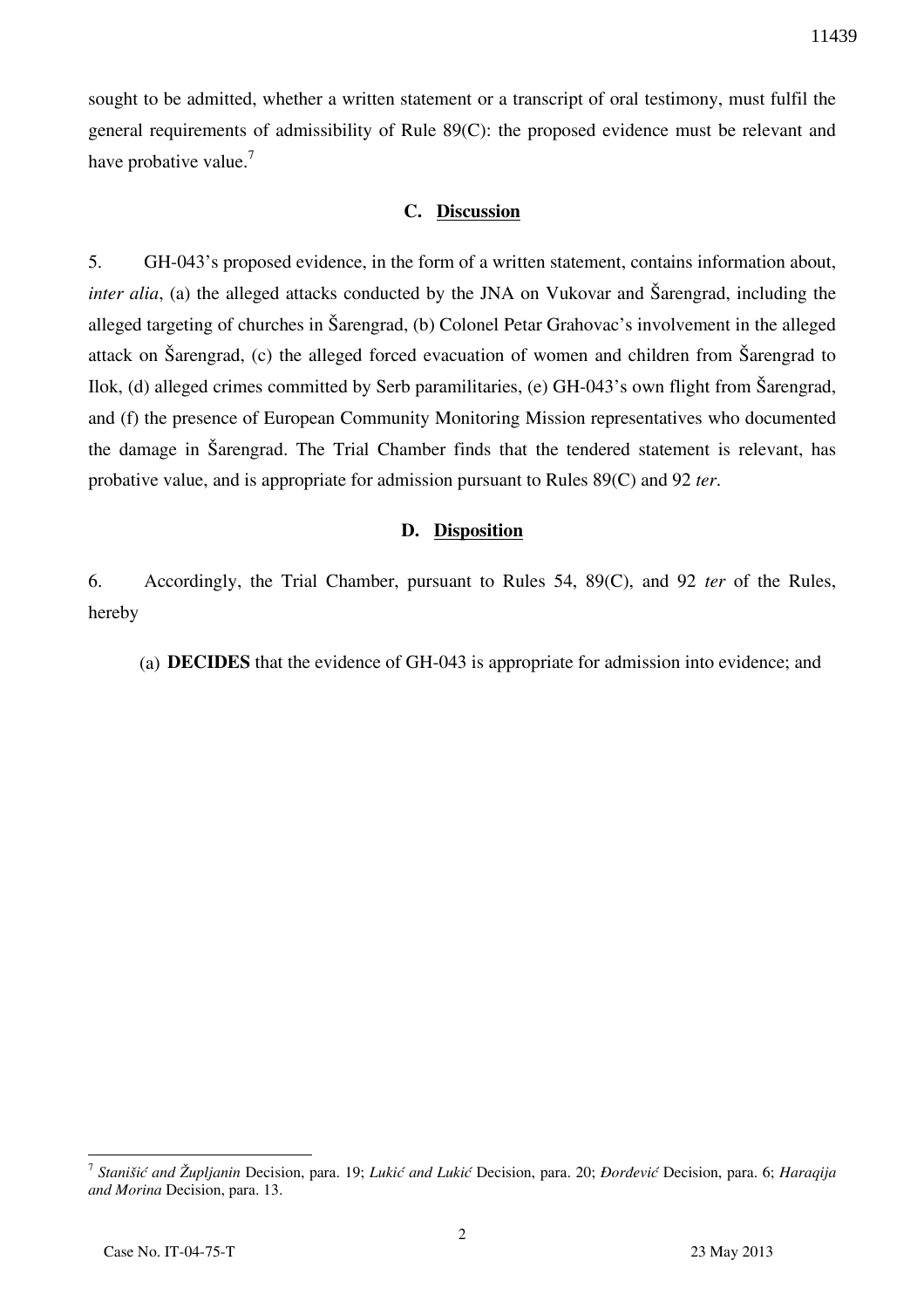sought to be admitted, whether a written statement or a transcript of oral testimony, must fulfil the general requirements of admissibility of Rule 89(C): the proposed evidence must be relevant and have probative value.[7]

## C. Discussion

5. GH-043's proposed evidence, in the form of a written statement, contains information about, *inter alia*, (a) the alleged attacks conducted by the JNA on Vukovar and Šarengrad, including the alleged targeting of churches in Šarengrad, (b) Colonel Petar Grahovac's involvement in the alleged attack on Šarengrad, (c) the alleged forced evacuation of women and children from Šarengrad to Ilok, (d) alleged crimes committed by Serb paramilitaries, (e) GH-043's own flight from Šarengrad, and (f) the presence of European Community Monitoring Mission representatives who documented the damage in Šarengrad. The Trial Chamber finds that the tendered statement is relevant, has probative value, and is appropriate for admission pursuant to Rules 89(C) and 92 *ter*.

## D. Disposition

6. Accordingly, the Trial Chamber, pursuant to Rules 54, 89(C), and 92 *ter* of the Rules, hereby

(a) **DECIDES** that the evidence of GH-043 is appropriate for admission into evidence; and

---

[7] *Stanišić and Župljanin* Decision, para. 19; *Lukić and Lukić* Decision, para. 20; *Đorđević* Decision, para. 6; *Haraqija and Morina* Decision, para. 13.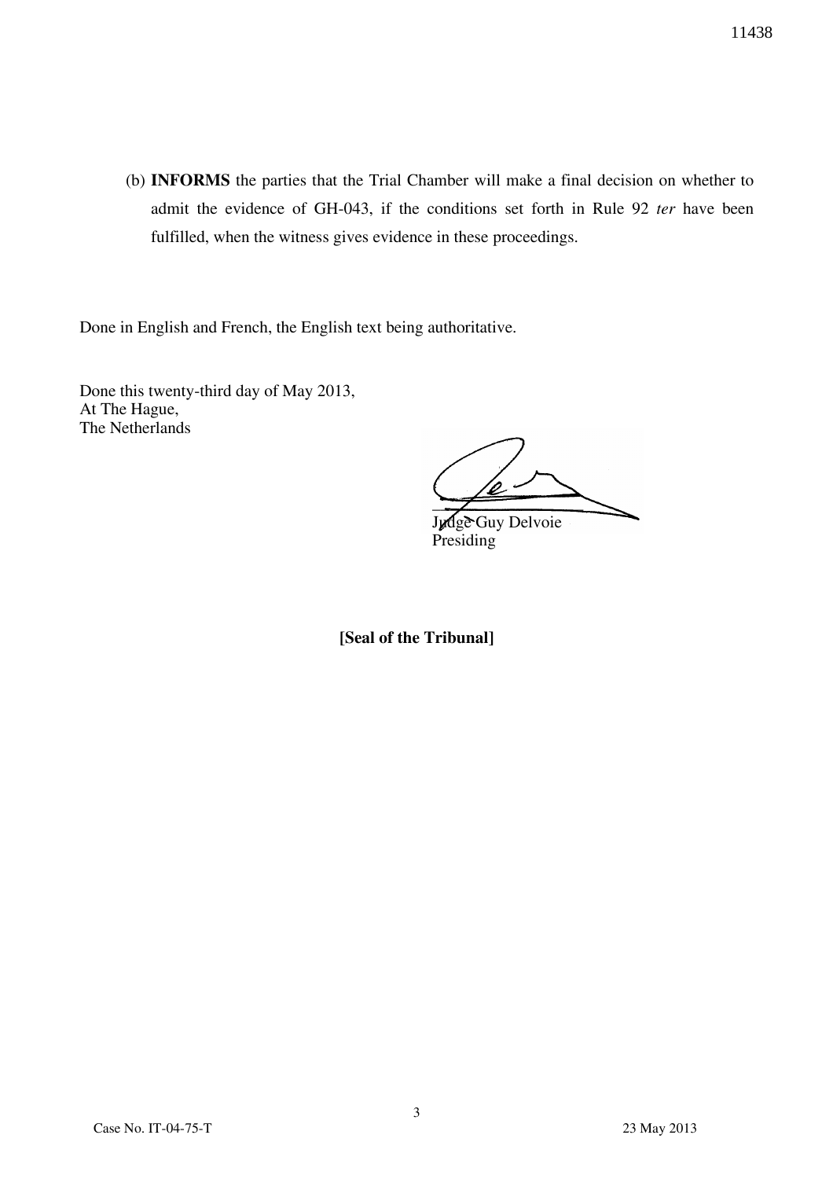(b) **INFORMS** the parties that the Trial Chamber will make a final decision on whether to admit the evidence of GH-043, if the conditions set forth in Rule 92 *ter* have been fulfilled, when the witness gives evidence in these proceedings.

Done in English and French, the English text being authoritative.

Done this twenty-third day of May 2013,
At The Hague,
The Netherlands

Judge Guy Delvoie
Presiding

**[Seal of the Tribunal]**